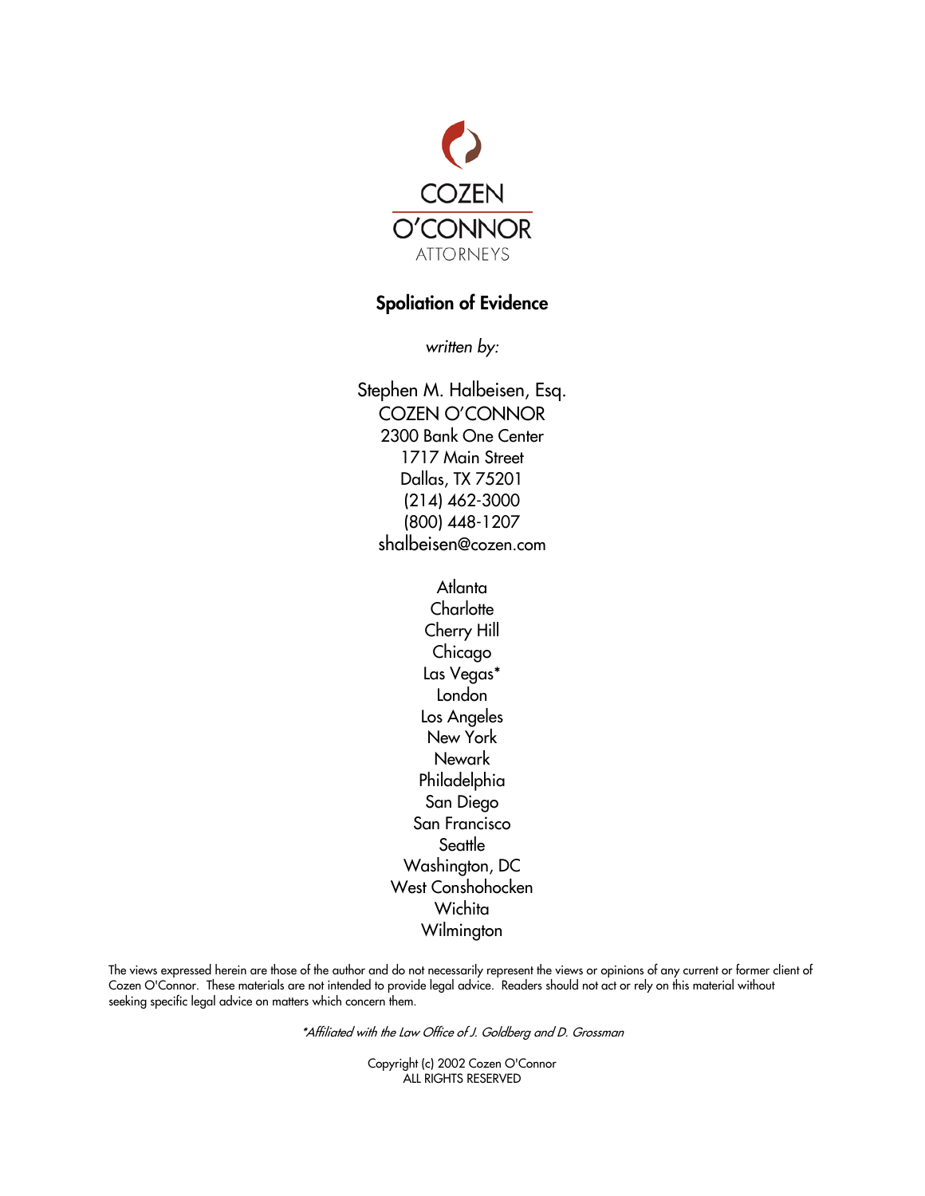COZEN

O'CONNOR

ATTORNEYS

# Spoliation of Evidence

*written by:*

Stephen M. Halbeisen, Esq.
COZEN O'CONNOR
2300 Bank One Center
1717 Main Street
Dallas, TX 75201
(214) 462-3000
(800) 448-1207
shalbeisen@cozen.com

Atlanta
Charlotte
Cherry Hill
Chicago
Las Vegas*
London
Los Angeles
New York
Newark
Philadelphia
San Diego
San Francisco
Seattle
Washington, DC
West Conshohocken
Wichita
Wilmington

The views expressed herein are those of the author and do not necessarily represent the views or opinions of any current or former client of Cozen O'Connor. These materials are not intended to provide legal advice. Readers should not act or rely on this material without seeking specific legal advice on matters which concern them.

**Affiliated with the Law Office of J. Goldberg and D. Grossman*

Copyright (c) 2002 Cozen O'Connor
ALL RIGHTS RESERVED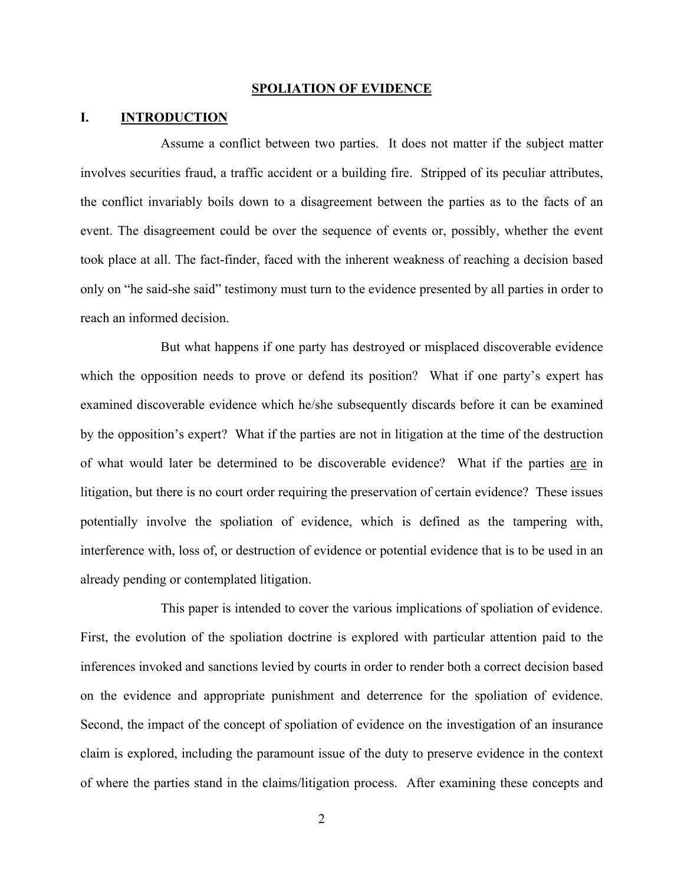# SPOLIATION OF EVIDENCE

## I. INTRODUCTION

Assume a conflict between two parties. It does not matter if the subject matter involves securities fraud, a traffic accident or a building fire. Stripped of its peculiar attributes, the conflict invariably boils down to a disagreement between the parties as to the facts of an event. The disagreement could be over the sequence of events or, possibly, whether the event took place at all. The fact-finder, faced with the inherent weakness of reaching a decision based only on "he said-she said" testimony must turn to the evidence presented by all parties in order to reach an informed decision.

But what happens if one party has destroyed or misplaced discoverable evidence which the opposition needs to prove or defend its position? What if one party's expert has examined discoverable evidence which he/she subsequently discards before it can be examined by the opposition's expert? What if the parties are not in litigation at the time of the destruction of what would later be determined to be discoverable evidence? What if the parties <u>are</u> in litigation, but there is no court order requiring the preservation of certain evidence? These issues potentially involve the spoliation of evidence, which is defined as the tampering with, interference with, loss of, or destruction of evidence or potential evidence that is to be used in an already pending or contemplated litigation.

This paper is intended to cover the various implications of spoliation of evidence. First, the evolution of the spoliation doctrine is explored with particular attention paid to the inferences invoked and sanctions levied by courts in order to render both a correct decision based on the evidence and appropriate punishment and deterrence for the spoliation of evidence. Second, the impact of the concept of spoliation of evidence on the investigation of an insurance claim is explored, including the paramount issue of the duty to preserve evidence in the context of where the parties stand in the claims/litigation process. After examining these concepts and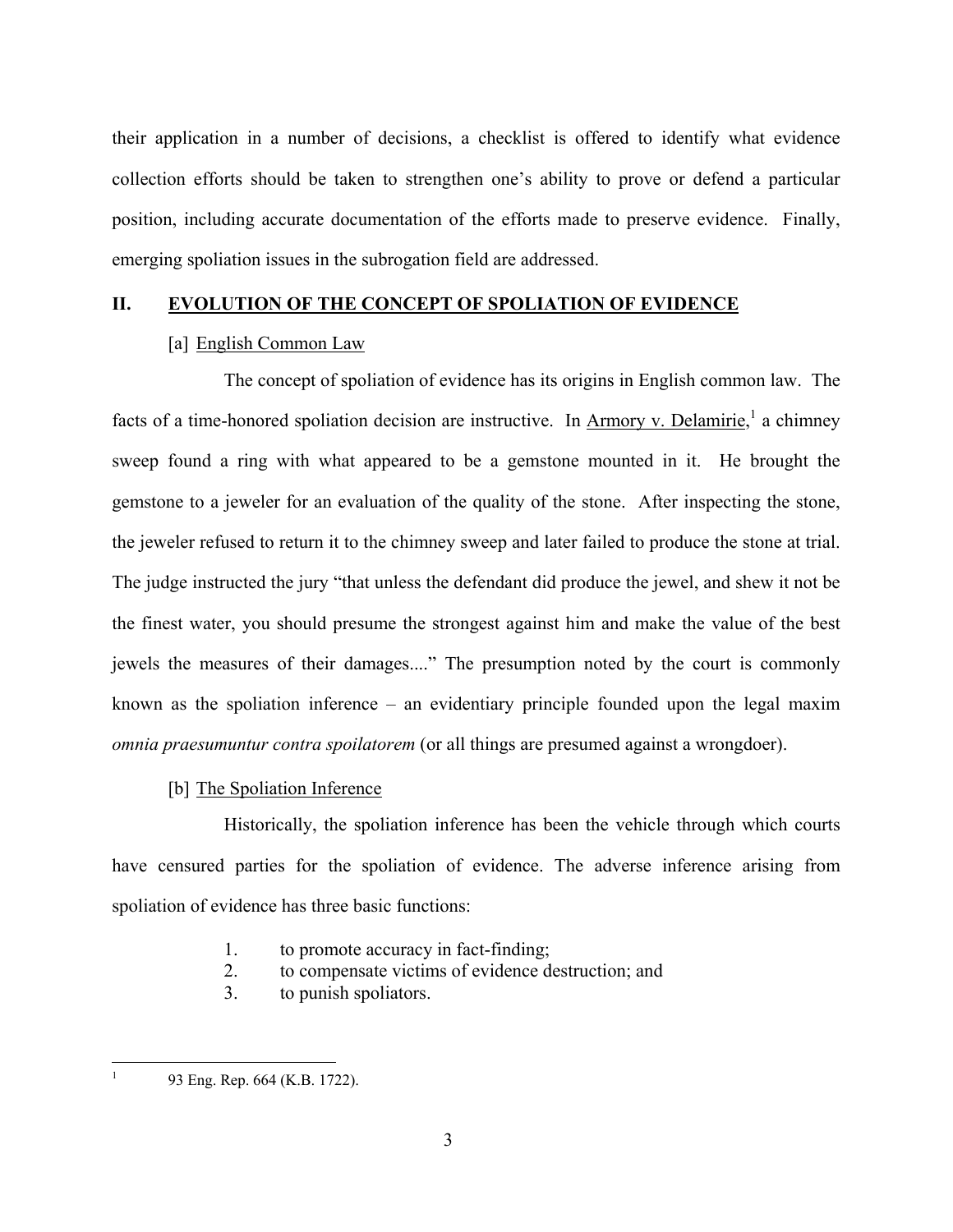their application in a number of decisions, a checklist is offered to identify what evidence collection efforts should be taken to strengthen one's ability to prove or defend a particular position, including accurate documentation of the efforts made to preserve evidence. Finally, emerging spoliation issues in the subrogation field are addressed.

## II. EVOLUTION OF THE CONCEPT OF SPOLIATION OF EVIDENCE

### [a] English Common Law

The concept of spoliation of evidence has its origins in English common law. The facts of a time-honored spoliation decision are instructive. In Armory v. Delamirie,[1] a chimney sweep found a ring with what appeared to be a gemstone mounted in it. He brought the gemstone to a jeweler for an evaluation of the quality of the stone. After inspecting the stone, the jeweler refused to return it to the chimney sweep and later failed to produce the stone at trial. The judge instructed the jury "that unless the defendant did produce the jewel, and shew it not be the finest water, you should presume the strongest against him and make the value of the best jewels the measures of their damages...." The presumption noted by the court is commonly known as the spoliation inference – an evidentiary principle founded upon the legal maxim *omnia praesumuntur contra spoilatorem* (or all things are presumed against a wrongdoer).

### [b] The Spoliation Inference

Historically, the spoliation inference has been the vehicle through which courts have censured parties for the spoliation of evidence. The adverse inference arising from spoliation of evidence has three basic functions:

1. to promote accuracy in fact-finding;
2. to compensate victims of evidence destruction; and
3. to punish spoliators.

---

[1] 93 Eng. Rep. 664 (K.B. 1722).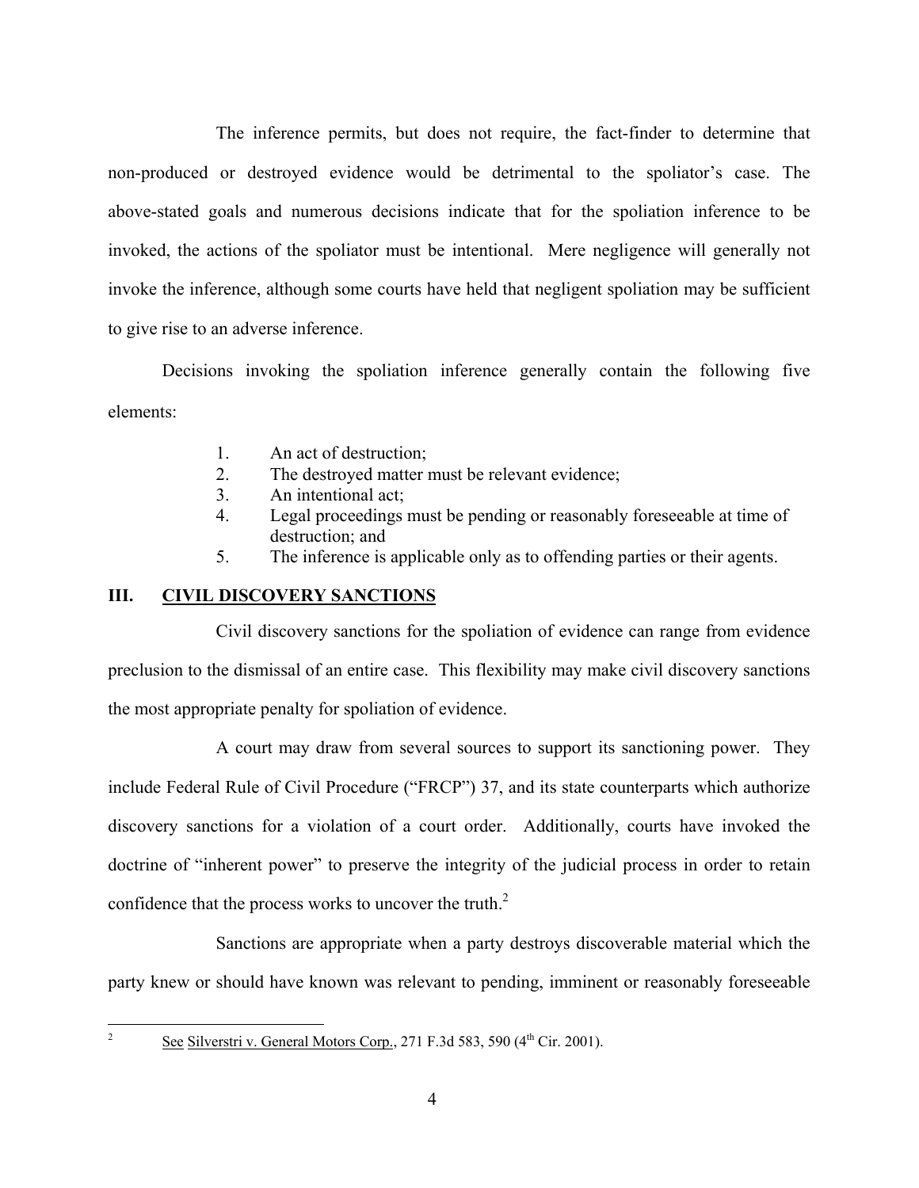The inference permits, but does not require, the fact-finder to determine that non-produced or destroyed evidence would be detrimental to the spoliator's case. The above-stated goals and numerous decisions indicate that for the spoliation inference to be invoked, the actions of the spoliator must be intentional. Mere negligence will generally not invoke the inference, although some courts have held that negligent spoliation may be sufficient to give rise to an adverse inference.

Decisions invoking the spoliation inference generally contain the following five elements:

1. An act of destruction;
2. The destroyed matter must be relevant evidence;
3. An intentional act;
4. Legal proceedings must be pending or reasonably foreseeable at time of destruction; and
5. The inference is applicable only as to offending parties or their agents.

## III. CIVIL DISCOVERY SANCTIONS

Civil discovery sanctions for the spoliation of evidence can range from evidence preclusion to the dismissal of an entire case. This flexibility may make civil discovery sanctions the most appropriate penalty for spoliation of evidence.

A court may draw from several sources to support its sanctioning power. They include Federal Rule of Civil Procedure ("FRCP") 37, and its state counterparts which authorize discovery sanctions for a violation of a court order. Additionally, courts have invoked the doctrine of "inherent power" to preserve the integrity of the judicial process in order to retain confidence that the process works to uncover the truth.[2]

Sanctions are appropriate when a party destroys discoverable material which the party knew or should have known was relevant to pending, imminent or reasonably foreseeable

---

[2] See Silverstri v. General Motors Corp., 271 F.3d 583, 590 (4th Cir. 2001).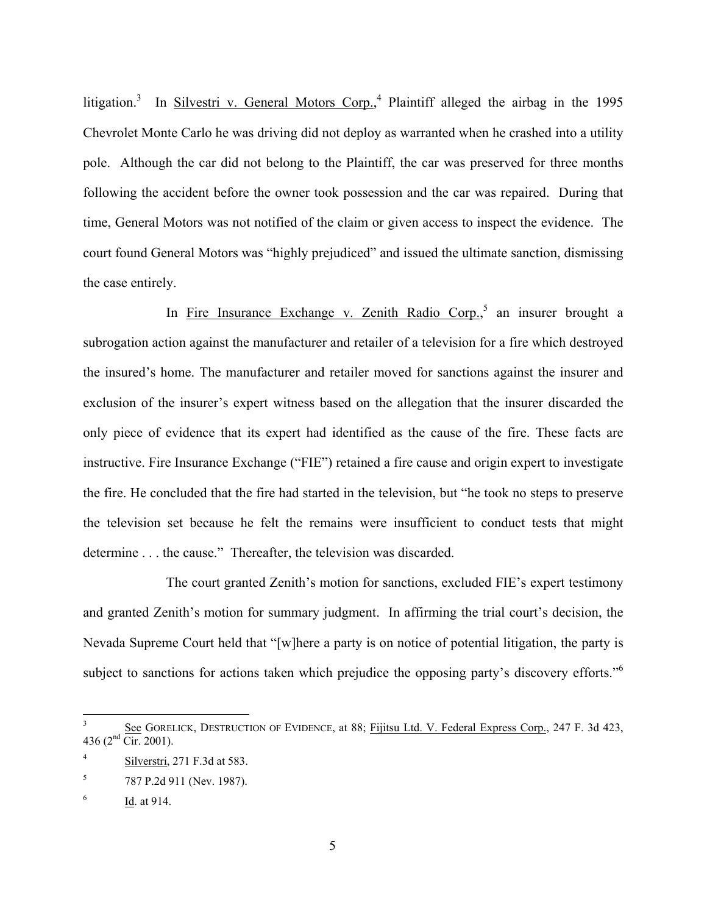litigation.[3] In Silvestri v. General Motors Corp.,[4] Plaintiff alleged the airbag in the 1995 Chevrolet Monte Carlo he was driving did not deploy as warranted when he crashed into a utility pole. Although the car did not belong to the Plaintiff, the car was preserved for three months following the accident before the owner took possession and the car was repaired. During that time, General Motors was not notified of the claim or given access to inspect the evidence. The court found General Motors was "highly prejudiced" and issued the ultimate sanction, dismissing the case entirely.

In Fire Insurance Exchange v. Zenith Radio Corp.,[5] an insurer brought a subrogation action against the manufacturer and retailer of a television for a fire which destroyed the insured's home. The manufacturer and retailer moved for sanctions against the insurer and exclusion of the insurer's expert witness based on the allegation that the insurer discarded the only piece of evidence that its expert had identified as the cause of the fire. These facts are instructive. Fire Insurance Exchange ("FIE") retained a fire cause and origin expert to investigate the fire. He concluded that the fire had started in the television, but "he took no steps to preserve the television set because he felt the remains were insufficient to conduct tests that might determine . . . the cause." Thereafter, the television was discarded.

The court granted Zenith's motion for sanctions, excluded FIE's expert testimony and granted Zenith's motion for summary judgment. In affirming the trial court's decision, the Nevada Supreme Court held that "[w]here a party is on notice of potential litigation, the party is subject to sanctions for actions taken which prejudice the opposing party's discovery efforts."[6]

---

[3] See GORELICK, DESTRUCTION OF EVIDENCE, at 88; Fijitsu Ltd. V. Federal Express Corp., 247 F. 3d 423, 436 (2nd Cir. 2001).

[4] Silverstri, 271 F.3d at 583.

[5] 787 P.2d 911 (Nev. 1987).

[6] Id. at 914.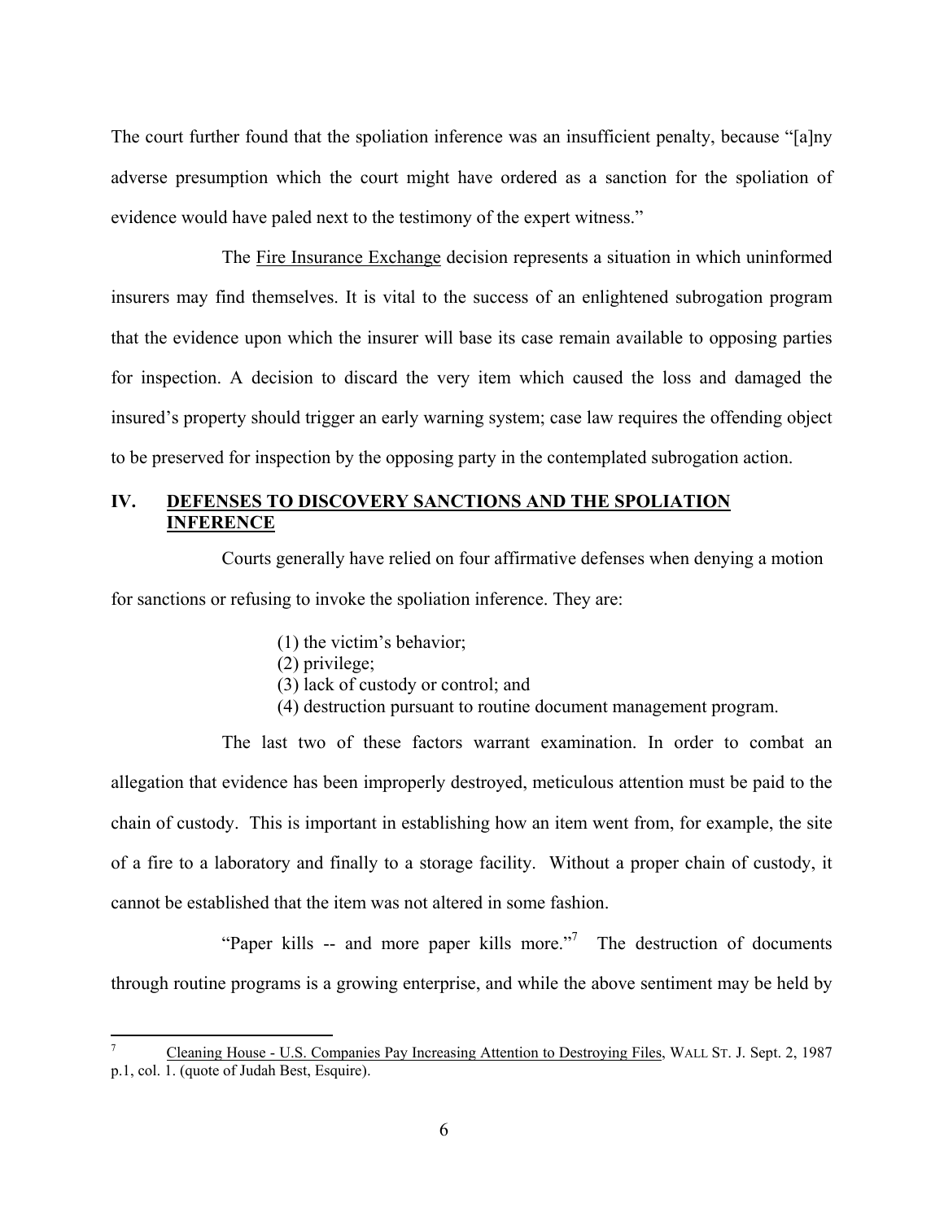The court further found that the spoliation inference was an insufficient penalty, because "[a]ny adverse presumption which the court might have ordered as a sanction for the spoliation of evidence would have paled next to the testimony of the expert witness."

The Fire Insurance Exchange decision represents a situation in which uninformed insurers may find themselves. It is vital to the success of an enlightened subrogation program that the evidence upon which the insurer will base its case remain available to opposing parties for inspection. A decision to discard the very item which caused the loss and damaged the insured's property should trigger an early warning system; case law requires the offending object to be preserved for inspection by the opposing party in the contemplated subrogation action.

## IV. DEFENSES TO DISCOVERY SANCTIONS AND THE SPOLIATION INFERENCE

Courts generally have relied on four affirmative defenses when denying a motion for sanctions or refusing to invoke the spoliation inference. They are:

(1) the victim's behavior;
(2) privilege;
(3) lack of custody or control; and
(4) destruction pursuant to routine document management program.

The last two of these factors warrant examination. In order to combat an allegation that evidence has been improperly destroyed, meticulous attention must be paid to the chain of custody. This is important in establishing how an item went from, for example, the site of a fire to a laboratory and finally to a storage facility. Without a proper chain of custody, it cannot be established that the item was not altered in some fashion.

"Paper kills -- and more paper kills more."[7] The destruction of documents through routine programs is a growing enterprise, and while the above sentiment may be held by

---

[7] Cleaning House - U.S. Companies Pay Increasing Attention to Destroying Files, WALL ST. J. Sept. 2, 1987 p.1, col. 1. (quote of Judah Best, Esquire).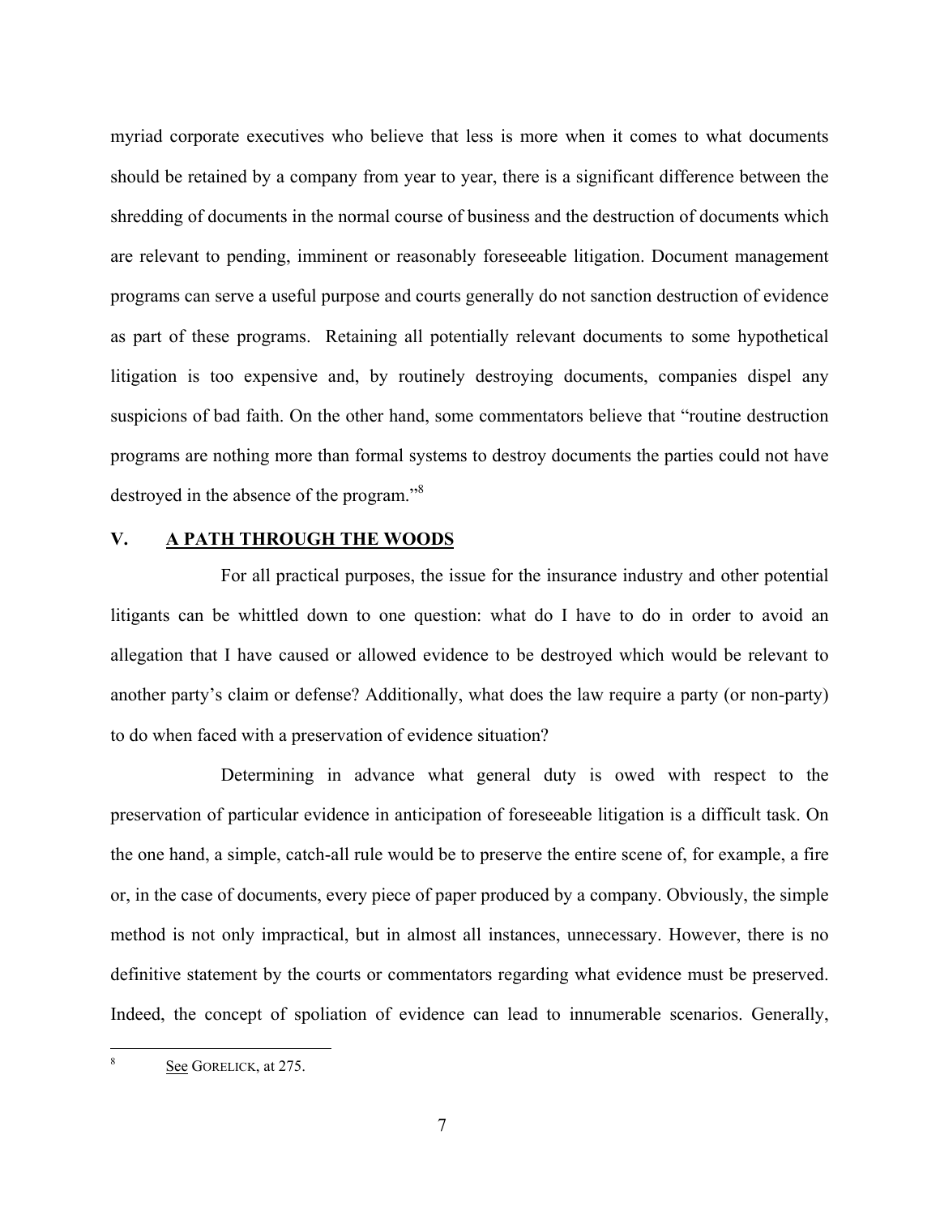myriad corporate executives who believe that less is more when it comes to what documents should be retained by a company from year to year, there is a significant difference between the shredding of documents in the normal course of business and the destruction of documents which are relevant to pending, imminent or reasonably foreseeable litigation. Document management programs can serve a useful purpose and courts generally do not sanction destruction of evidence as part of these programs. Retaining all potentially relevant documents to some hypothetical litigation is too expensive and, by routinely destroying documents, companies dispel any suspicions of bad faith. On the other hand, some commentators believe that "routine destruction programs are nothing more than formal systems to destroy documents the parties could not have destroyed in the absence of the program."[8]

## V. A PATH THROUGH THE WOODS

For all practical purposes, the issue for the insurance industry and other potential litigants can be whittled down to one question: what do I have to do in order to avoid an allegation that I have caused or allowed evidence to be destroyed which would be relevant to another party's claim or defense? Additionally, what does the law require a party (or non-party) to do when faced with a preservation of evidence situation?

Determining in advance what general duty is owed with respect to the preservation of particular evidence in anticipation of foreseeable litigation is a difficult task. On the one hand, a simple, catch-all rule would be to preserve the entire scene of, for example, a fire or, in the case of documents, every piece of paper produced by a company. Obviously, the simple method is not only impractical, but in almost all instances, unnecessary. However, there is no definitive statement by the courts or commentators regarding what evidence must be preserved. Indeed, the concept of spoliation of evidence can lead to innumerable scenarios. Generally,

---

[8] See GORELICK, at 275.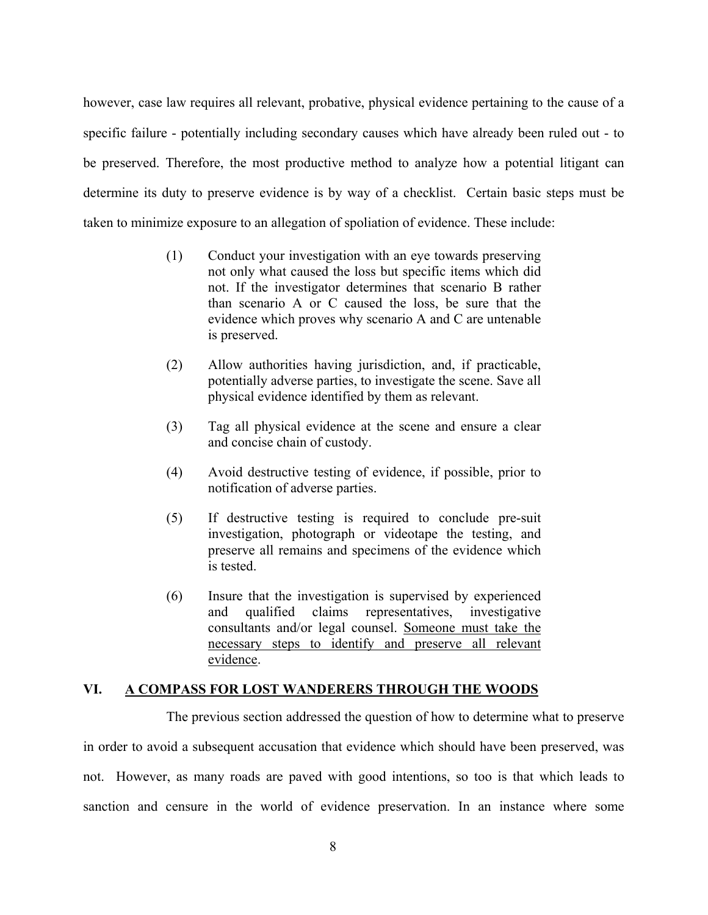however, case law requires all relevant, probative, physical evidence pertaining to the cause of a specific failure - potentially including secondary causes which have already been ruled out - to be preserved. Therefore, the most productive method to analyze how a potential litigant can determine its duty to preserve evidence is by way of a checklist. Certain basic steps must be taken to minimize exposure to an allegation of spoliation of evidence. These include:

(1) Conduct your investigation with an eye towards preserving not only what caused the loss but specific items which did not. If the investigator determines that scenario B rather than scenario A or C caused the loss, be sure that the evidence which proves why scenario A and C are untenable is preserved.

(2) Allow authorities having jurisdiction, and, if practicable, potentially adverse parties, to investigate the scene. Save all physical evidence identified by them as relevant.

(3) Tag all physical evidence at the scene and ensure a clear and concise chain of custody.

(4) Avoid destructive testing of evidence, if possible, prior to notification of adverse parties.

(5) If destructive testing is required to conclude pre-suit investigation, photograph or videotape the testing, and preserve all remains and specimens of the evidence which is tested.

(6) Insure that the investigation is supervised by experienced and qualified claims representatives, investigative consultants and/or legal counsel. <u>Someone must take the necessary steps to identify and preserve all relevant evidence</u>.

## VI. A COMPASS FOR LOST WANDERERS THROUGH THE WOODS

The previous section addressed the question of how to determine what to preserve in order to avoid a subsequent accusation that evidence which should have been preserved, was not. However, as many roads are paved with good intentions, so too is that which leads to sanction and censure in the world of evidence preservation. In an instance where some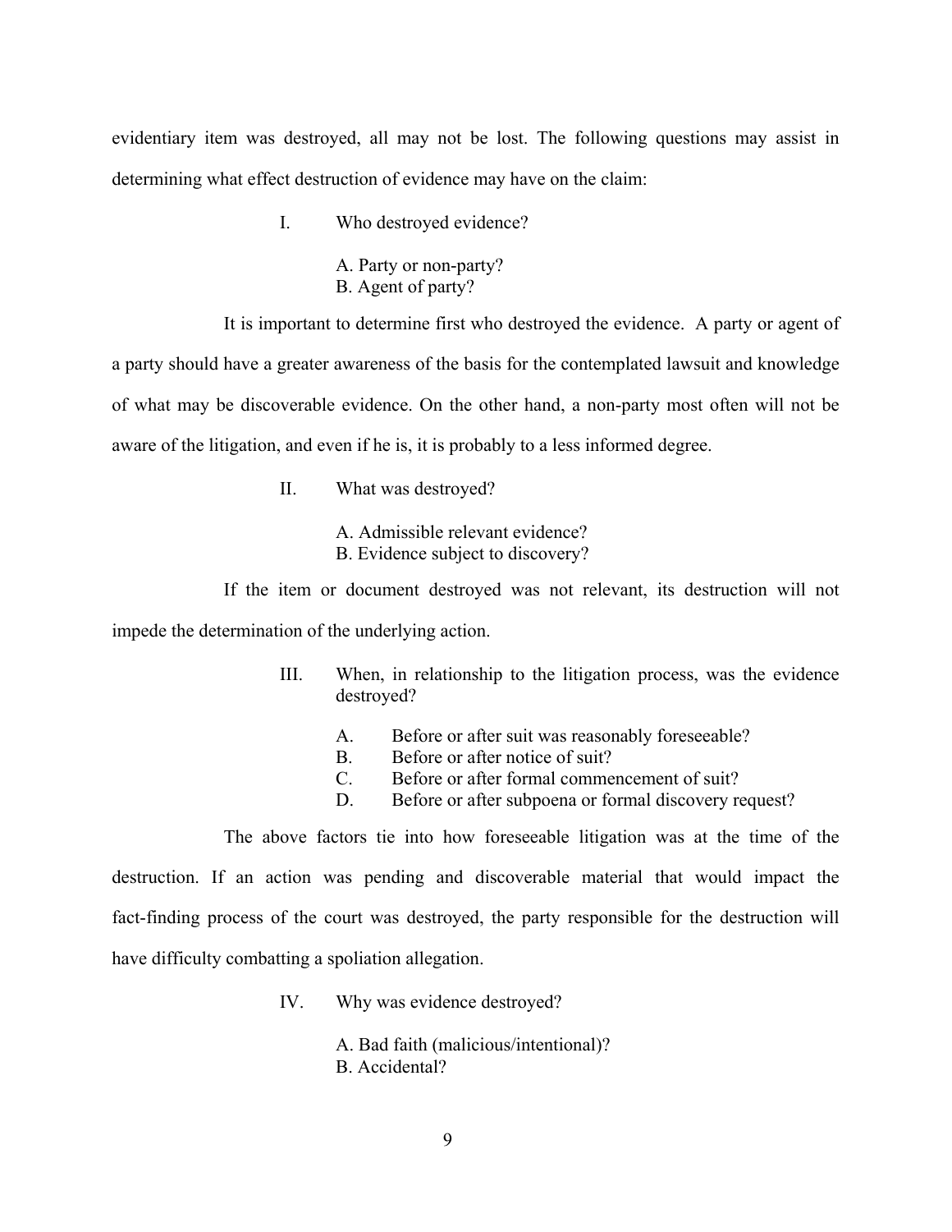evidentiary item was destroyed, all may not be lost. The following questions may assist in determining what effect destruction of evidence may have on the claim:

I. Who destroyed evidence?

   A. Party or non-party?
   B. Agent of party?

It is important to determine first who destroyed the evidence. A party or agent of a party should have a greater awareness of the basis for the contemplated lawsuit and knowledge of what may be discoverable evidence. On the other hand, a non-party most often will not be aware of the litigation, and even if he is, it is probably to a less informed degree.

II. What was destroyed?

   A. Admissible relevant evidence?
   B. Evidence subject to discovery?

If the item or document destroyed was not relevant, its destruction will not impede the determination of the underlying action.

III. When, in relationship to the litigation process, was the evidence destroyed?

   A. Before or after suit was reasonably foreseeable?
   B. Before or after notice of suit?
   C. Before or after formal commencement of suit?
   D. Before or after subpoena or formal discovery request?

The above factors tie into how foreseeable litigation was at the time of the destruction. If an action was pending and discoverable material that would impact the fact-finding process of the court was destroyed, the party responsible for the destruction will have difficulty combatting a spoliation allegation.

IV. Why was evidence destroyed?

   A. Bad faith (malicious/intentional)?
   B. Accidental?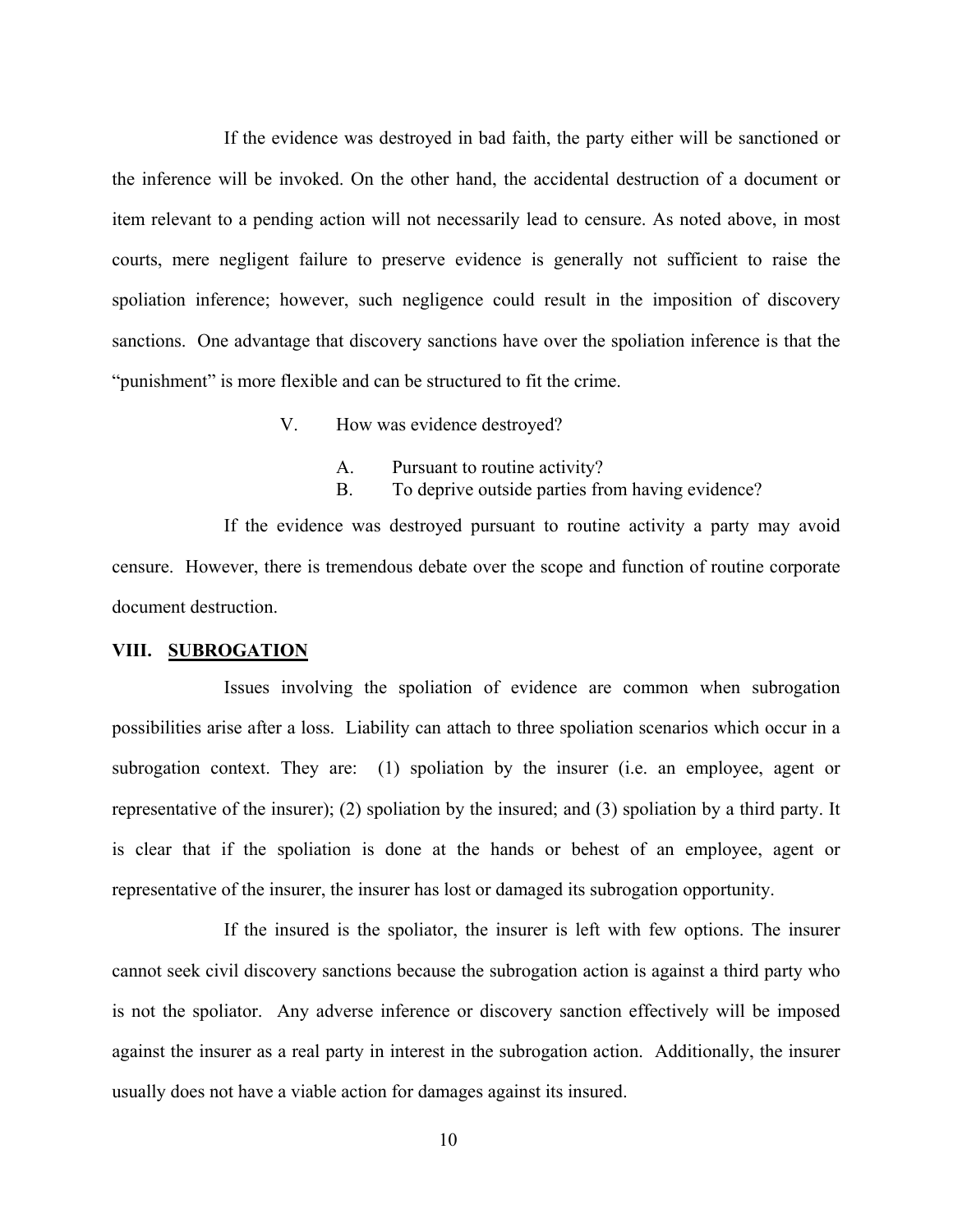If the evidence was destroyed in bad faith, the party either will be sanctioned or the inference will be invoked. On the other hand, the accidental destruction of a document or item relevant to a pending action will not necessarily lead to censure. As noted above, in most courts, mere negligent failure to preserve evidence is generally not sufficient to raise the spoliation inference; however, such negligence could result in the imposition of discovery sanctions. One advantage that discovery sanctions have over the spoliation inference is that the "punishment" is more flexible and can be structured to fit the crime.

V. How was evidence destroyed?

A. Pursuant to routine activity?
B. To deprive outside parties from having evidence?

If the evidence was destroyed pursuant to routine activity a party may avoid censure. However, there is tremendous debate over the scope and function of routine corporate document destruction.

## VIII. SUBROGATION

Issues involving the spoliation of evidence are common when subrogation possibilities arise after a loss. Liability can attach to three spoliation scenarios which occur in a subrogation context. They are: (1) spoliation by the insurer (i.e. an employee, agent or representative of the insurer); (2) spoliation by the insured; and (3) spoliation by a third party. It is clear that if the spoliation is done at the hands or behest of an employee, agent or representative of the insurer, the insurer has lost or damaged its subrogation opportunity.

If the insured is the spoliator, the insurer is left with few options. The insurer cannot seek civil discovery sanctions because the subrogation action is against a third party who is not the spoliator. Any adverse inference or discovery sanction effectively will be imposed against the insurer as a real party in interest in the subrogation action. Additionally, the insurer usually does not have a viable action for damages against its insured.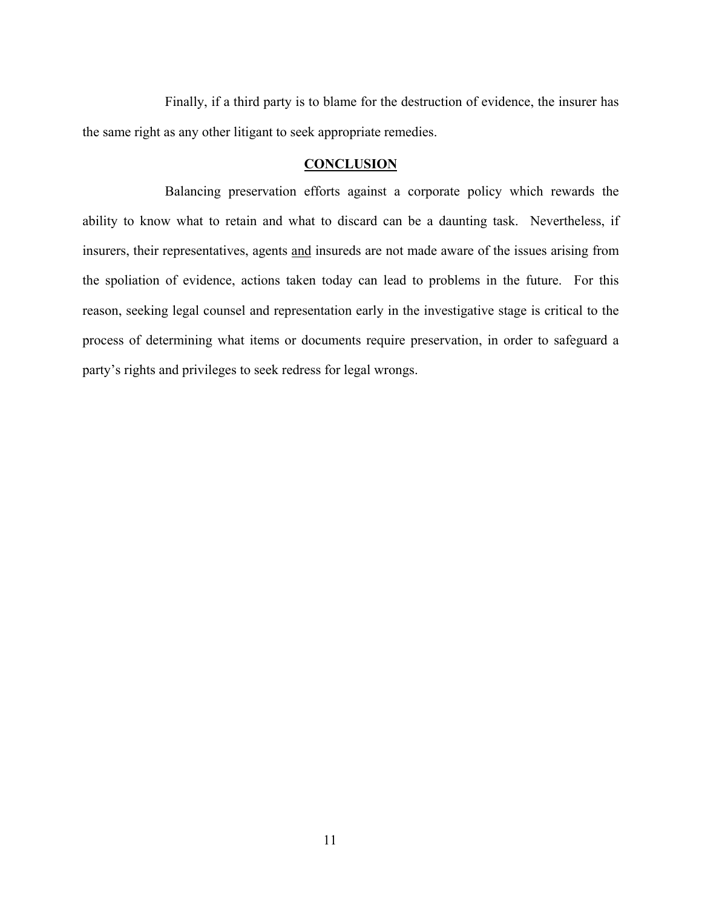Finally, if a third party is to blame for the destruction of evidence, the insurer has the same right as any other litigant to seek appropriate remedies.

## CONCLUSION

Balancing preservation efforts against a corporate policy which rewards the ability to know what to retain and what to discard can be a daunting task. Nevertheless, if insurers, their representatives, agents <u>and</u> insureds are not made aware of the issues arising from the spoliation of evidence, actions taken today can lead to problems in the future. For this reason, seeking legal counsel and representation early in the investigative stage is critical to the process of determining what items or documents require preservation, in order to safeguard a party's rights and privileges to seek redress for legal wrongs.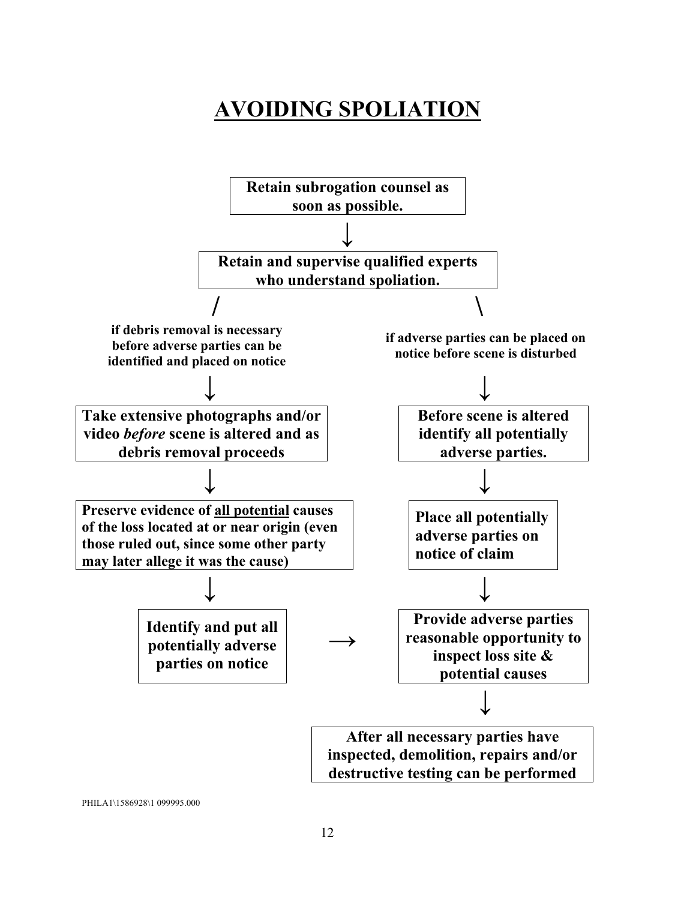# AVOIDING SPOLIATION

**Retain subrogation counsel as soon as possible.**

↓

**Retain and supervise qualified experts who understand spoliation.**

/ \

**if debris removal is necessary before adverse parties can be identified and placed on notice**

↓

**Take extensive photographs and/or video *before* scene is altered and as debris removal proceeds**

↓

**Preserve evidence of <u>all potential</u> causes of the loss located at or near origin (even those ruled out, since some other party may later allege it was the cause)**

↓

**Identify and put all potentially adverse parties on notice**

→

**if adverse parties can be placed on notice before scene is disturbed**

↓

**Before scene is altered identify all potentially adverse parties.**

↓

**Place all potentially adverse parties on notice of claim**

↓

**Provide adverse parties reasonable opportunity to inspect loss site & potential causes**

↓

**After all necessary parties have inspected, demolition, repairs and/or destructive testing can be performed**

PHILA1\1586928\1 099995.000